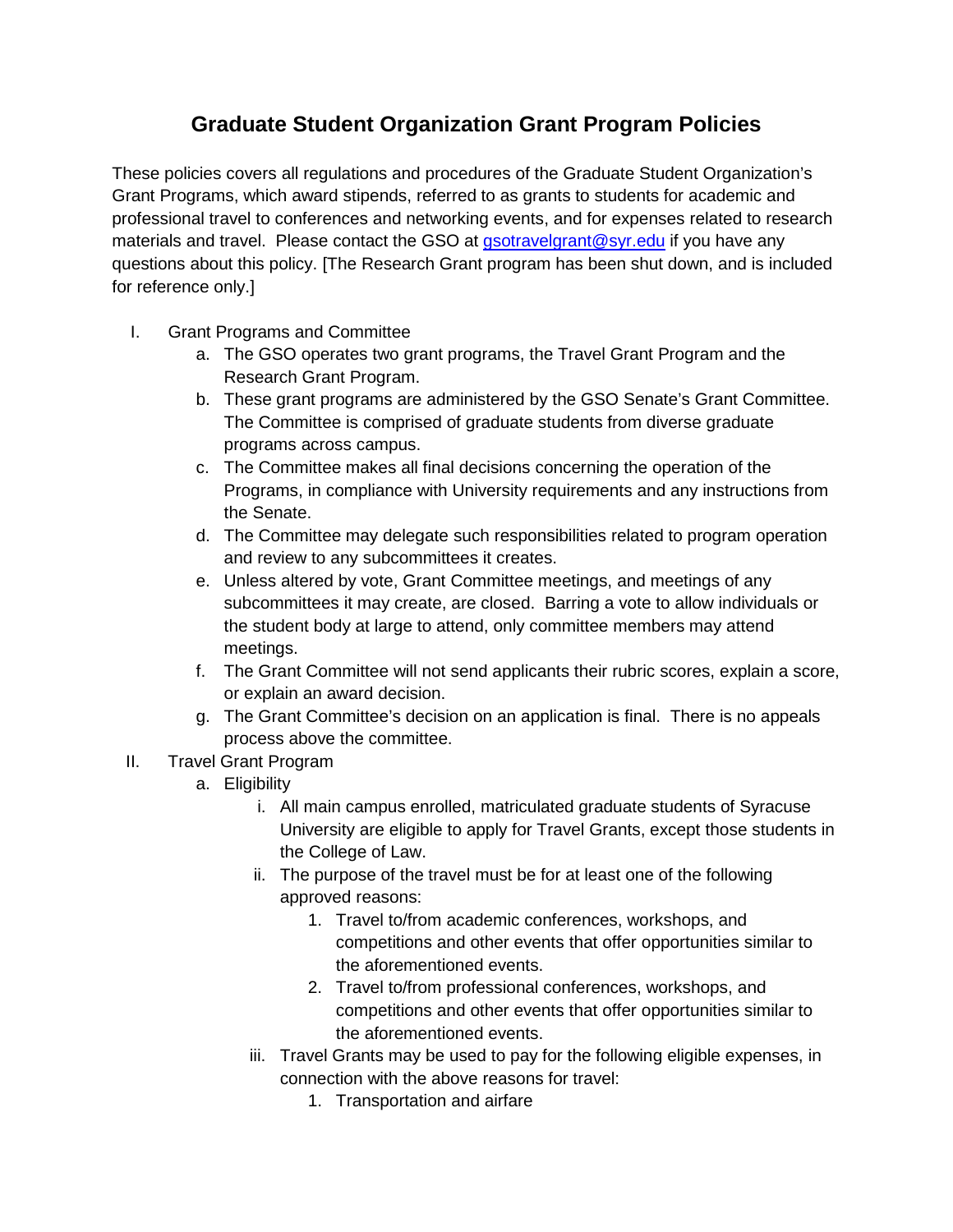# Graduate Student Organization Grant Program Policies

These policies covers all regulations and procedures of the Graduate Student Organization's Grant Programs, which award stipends, referred to as grants to students for academic and professional travel to conferences and networking events, and for expenses related to research materials and travel. Please contact the GSO at gsotravelgrant@syr.edu if you have any questions about this policy. [The Research Grant program has been shut down, and is included for reference only.]

I. Grant Programs and Committee
   a. The GSO operates two grant programs, the Travel Grant Program and the Research Grant Program.
   b. These grant programs are administered by the GSO Senate's Grant Committee. The Committee is comprised of graduate students from diverse graduate programs across campus.
   c. The Committee makes all final decisions concerning the operation of the Programs, in compliance with University requirements and any instructions from the Senate.
   d. The Committee may delegate such responsibilities related to program operation and review to any subcommittees it creates.
   e. Unless altered by vote, Grant Committee meetings, and meetings of any subcommittees it may create, are closed. Barring a vote to allow individuals or the student body at large to attend, only committee members may attend meetings.
   f. The Grant Committee will not send applicants their rubric scores, explain a score, or explain an award decision.
   g. The Grant Committee's decision on an application is final. There is no appeals process above the committee.

II. Travel Grant Program
   a. Eligibility
      i. All main campus enrolled, matriculated graduate students of Syracuse University are eligible to apply for Travel Grants, except those students in the College of Law.
      ii. The purpose of the travel must be for at least one of the following approved reasons:
         1. Travel to/from academic conferences, workshops, and competitions and other events that offer opportunities similar to the aforementioned events.
         2. Travel to/from professional conferences, workshops, and competitions and other events that offer opportunities similar to the aforementioned events.
      iii. Travel Grants may be used to pay for the following eligible expenses, in connection with the above reasons for travel:
         1. Transportation and airfare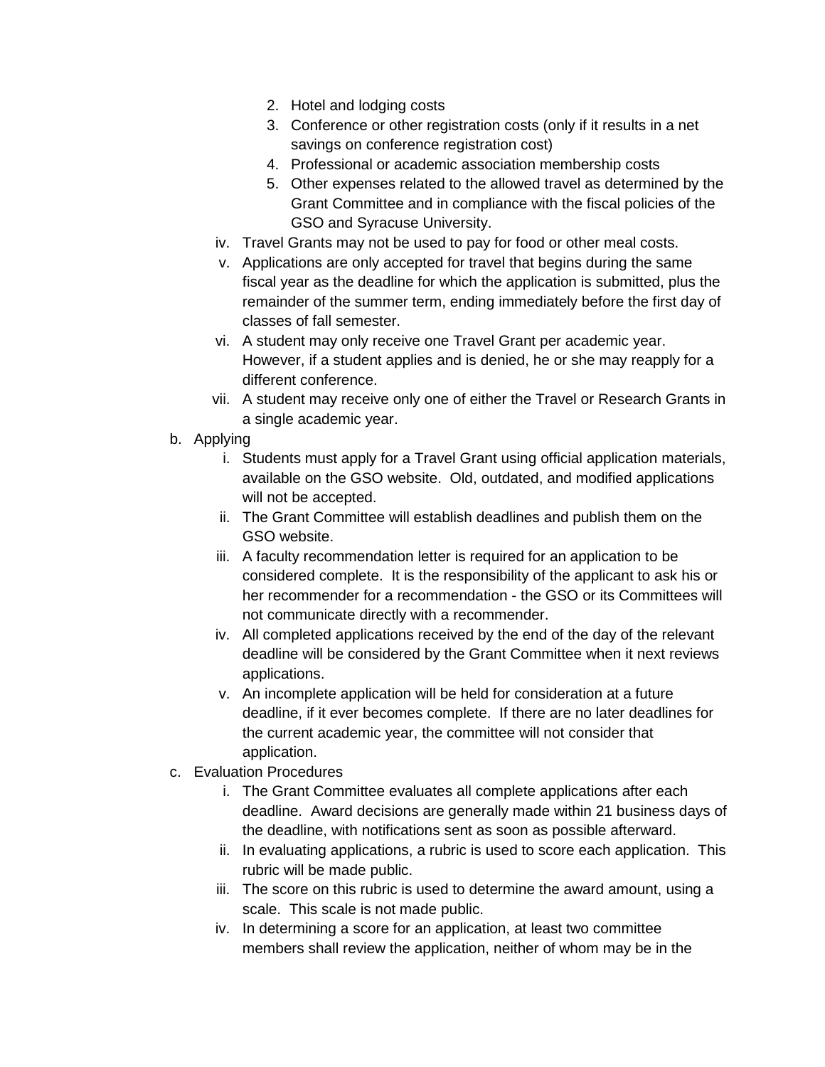2. Hotel and lodging costs
3. Conference or other registration costs (only if it results in a net savings on conference registration cost)
4. Professional or academic association membership costs
5. Other expenses related to the allowed travel as determined by the Grant Committee and in compliance with the fiscal policies of the GSO and Syracuse University.

iv. Travel Grants may not be used to pay for food or other meal costs.

v. Applications are only accepted for travel that begins during the same fiscal year as the deadline for which the application is submitted, plus the remainder of the summer term, ending immediately before the first day of classes of fall semester.

vi. A student may only receive one Travel Grant per academic year. However, if a student applies and is denied, he or she may reapply for a different conference.

vii. A student may receive only one of either the Travel or Research Grants in a single academic year.

b. Applying

i. Students must apply for a Travel Grant using official application materials, available on the GSO website. Old, outdated, and modified applications will not be accepted.

ii. The Grant Committee will establish deadlines and publish them on the GSO website.

iii. A faculty recommendation letter is required for an application to be considered complete. It is the responsibility of the applicant to ask his or her recommender for a recommendation - the GSO or its Committees will not communicate directly with a recommender.

iv. All completed applications received by the end of the day of the relevant deadline will be considered by the Grant Committee when it next reviews applications.

v. An incomplete application will be held for consideration at a future deadline, if it ever becomes complete. If there are no later deadlines for the current academic year, the committee will not consider that application.

c. Evaluation Procedures

i. The Grant Committee evaluates all complete applications after each deadline. Award decisions are generally made within 21 business days of the deadline, with notifications sent as soon as possible afterward.

ii. In evaluating applications, a rubric is used to score each application. This rubric will be made public.

iii. The score on this rubric is used to determine the award amount, using a scale. This scale is not made public.

iv. In determining a score for an application, at least two committee members shall review the application, neither of whom may be in the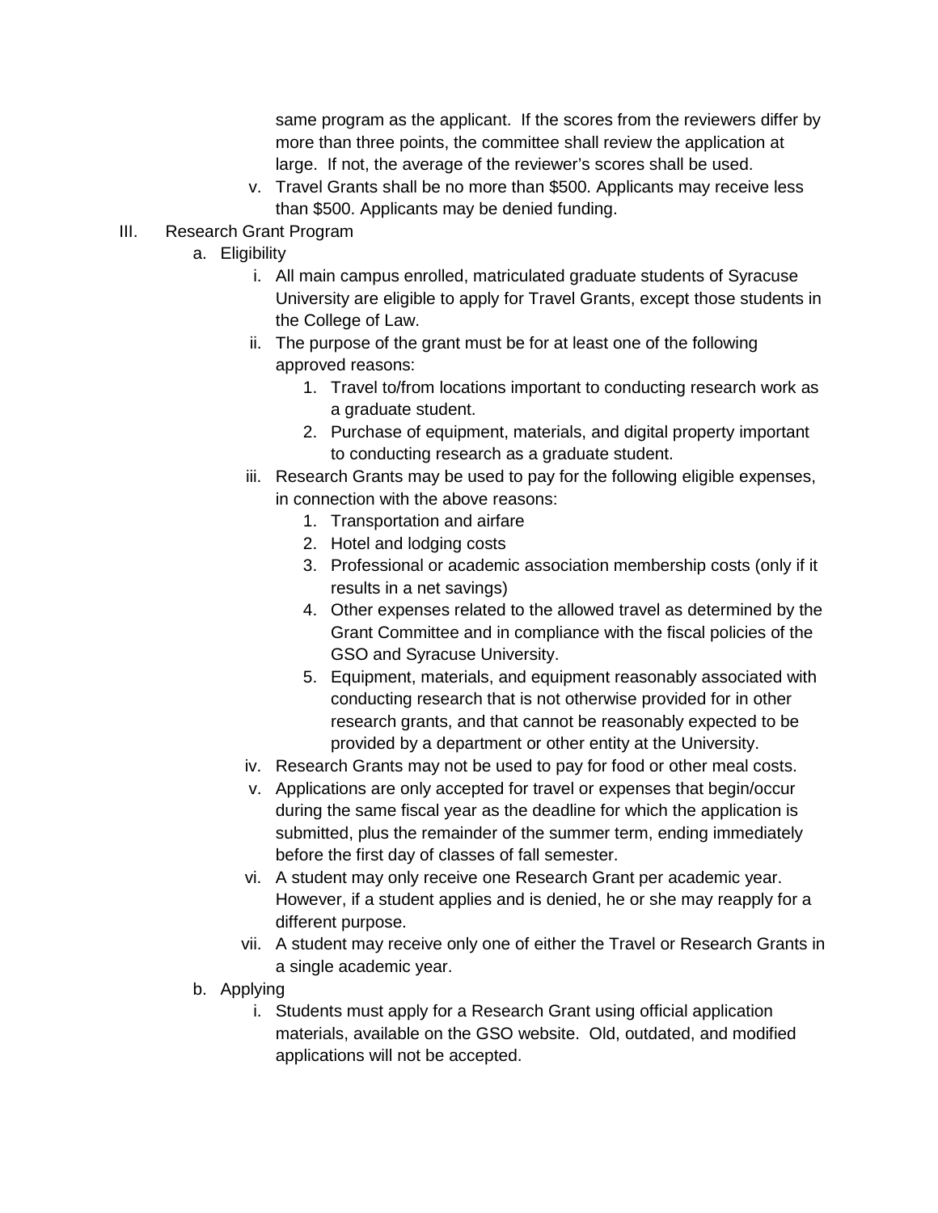same program as the applicant. If the scores from the reviewers differ by more than three points, the committee shall review the application at large. If not, the average of the reviewer's scores shall be used.

v. Travel Grants shall be no more than $500. Applicants may receive less than $500. Applicants may be denied funding.

III. Research Grant Program

a. Eligibility

i. All main campus enrolled, matriculated graduate students of Syracuse University are eligible to apply for Travel Grants, except those students in the College of Law.

ii. The purpose of the grant must be for at least one of the following approved reasons:

1. Travel to/from locations important to conducting research work as a graduate student.
2. Purchase of equipment, materials, and digital property important to conducting research as a graduate student.

iii. Research Grants may be used to pay for the following eligible expenses, in connection with the above reasons:

1. Transportation and airfare
2. Hotel and lodging costs
3. Professional or academic association membership costs (only if it results in a net savings)
4. Other expenses related to the allowed travel as determined by the Grant Committee and in compliance with the fiscal policies of the GSO and Syracuse University.
5. Equipment, materials, and equipment reasonably associated with conducting research that is not otherwise provided for in other research grants, and that cannot be reasonably expected to be provided by a department or other entity at the University.

iv. Research Grants may not be used to pay for food or other meal costs.

v. Applications are only accepted for travel or expenses that begin/occur during the same fiscal year as the deadline for which the application is submitted, plus the remainder of the summer term, ending immediately before the first day of classes of fall semester.

vi. A student may only receive one Research Grant per academic year. However, if a student applies and is denied, he or she may reapply for a different purpose.

vii. A student may receive only one of either the Travel or Research Grants in a single academic year.

b. Applying

i. Students must apply for a Research Grant using official application materials, available on the GSO website. Old, outdated, and modified applications will not be accepted.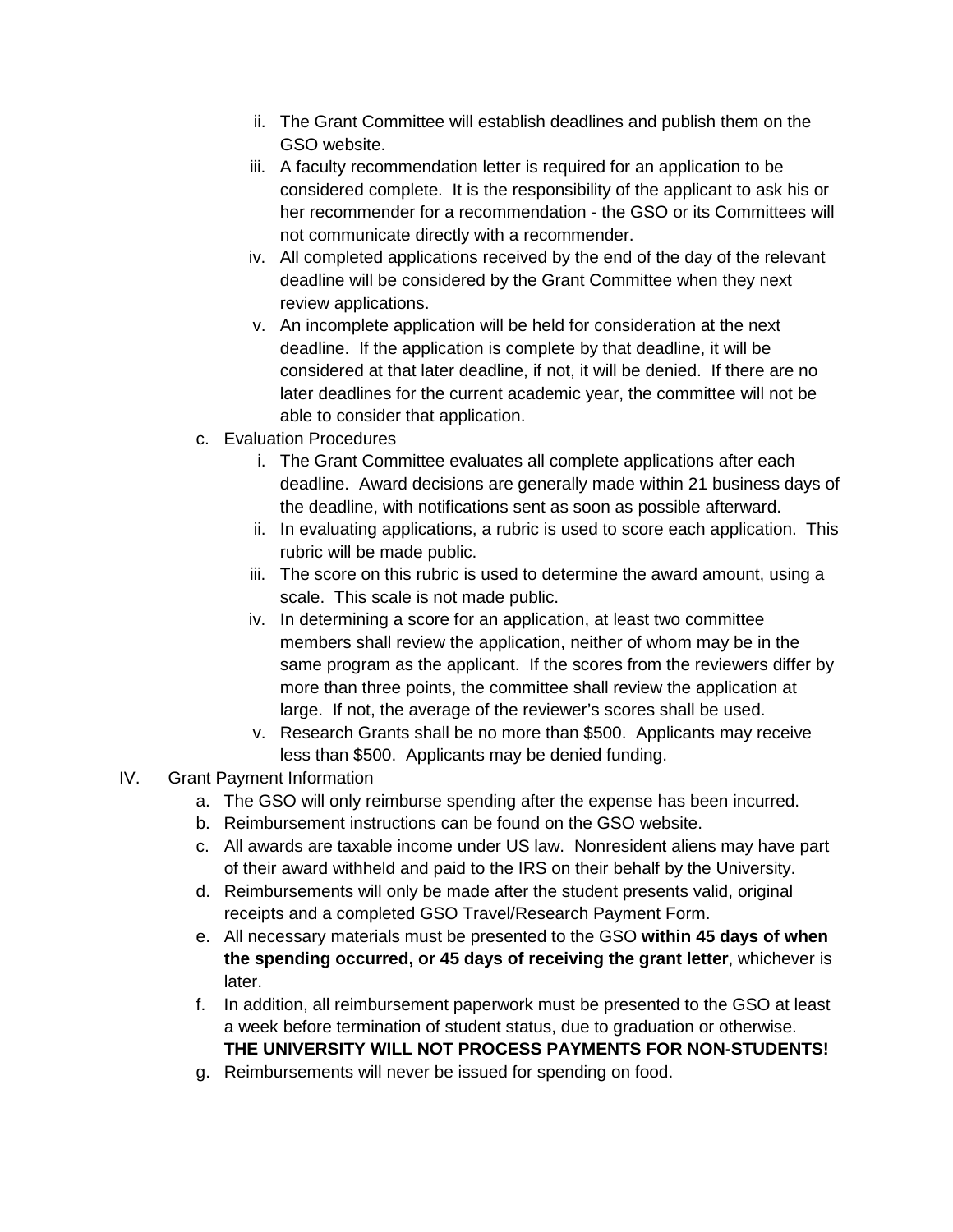ii. The Grant Committee will establish deadlines and publish them on the GSO website.
   iii. A faculty recommendation letter is required for an application to be considered complete. It is the responsibility of the applicant to ask his or her recommender for a recommendation - the GSO or its Committees will not communicate directly with a recommender.
   iv. All completed applications received by the end of the day of the relevant deadline will be considered by the Grant Committee when they next review applications.
   v. An incomplete application will be held for consideration at the next deadline. If the application is complete by that deadline, it will be considered at that later deadline, if not, it will be denied. If there are no later deadlines for the current academic year, the committee will not be able to consider that application.

c. Evaluation Procedures
   i. The Grant Committee evaluates all complete applications after each deadline. Award decisions are generally made within 21 business days of the deadline, with notifications sent as soon as possible afterward.
   ii. In evaluating applications, a rubric is used to score each application. This rubric will be made public.
   iii. The score on this rubric is used to determine the award amount, using a scale. This scale is not made public.
   iv. In determining a score for an application, at least two committee members shall review the application, neither of whom may be in the same program as the applicant. If the scores from the reviewers differ by more than three points, the committee shall review the application at large. If not, the average of the reviewer's scores shall be used.
   v. Research Grants shall be no more than $500. Applicants may receive less than $500. Applicants may be denied funding.

IV. Grant Payment Information
   a. The GSO will only reimburse spending after the expense has been incurred.
   b. Reimbursement instructions can be found on the GSO website.
   c. All awards are taxable income under US law. Nonresident aliens may have part of their award withheld and paid to the IRS on their behalf by the University.
   d. Reimbursements will only be made after the student presents valid, original receipts and a completed GSO Travel/Research Payment Form.
   e. All necessary materials must be presented to the GSO **within 45 days of when the spending occurred, or 45 days of receiving the grant letter**, whichever is later.
   f. In addition, all reimbursement paperwork must be presented to the GSO at least a week before termination of student status, due to graduation or otherwise. **THE UNIVERSITY WILL NOT PROCESS PAYMENTS FOR NON-STUDENTS!**
   g. Reimbursements will never be issued for spending on food.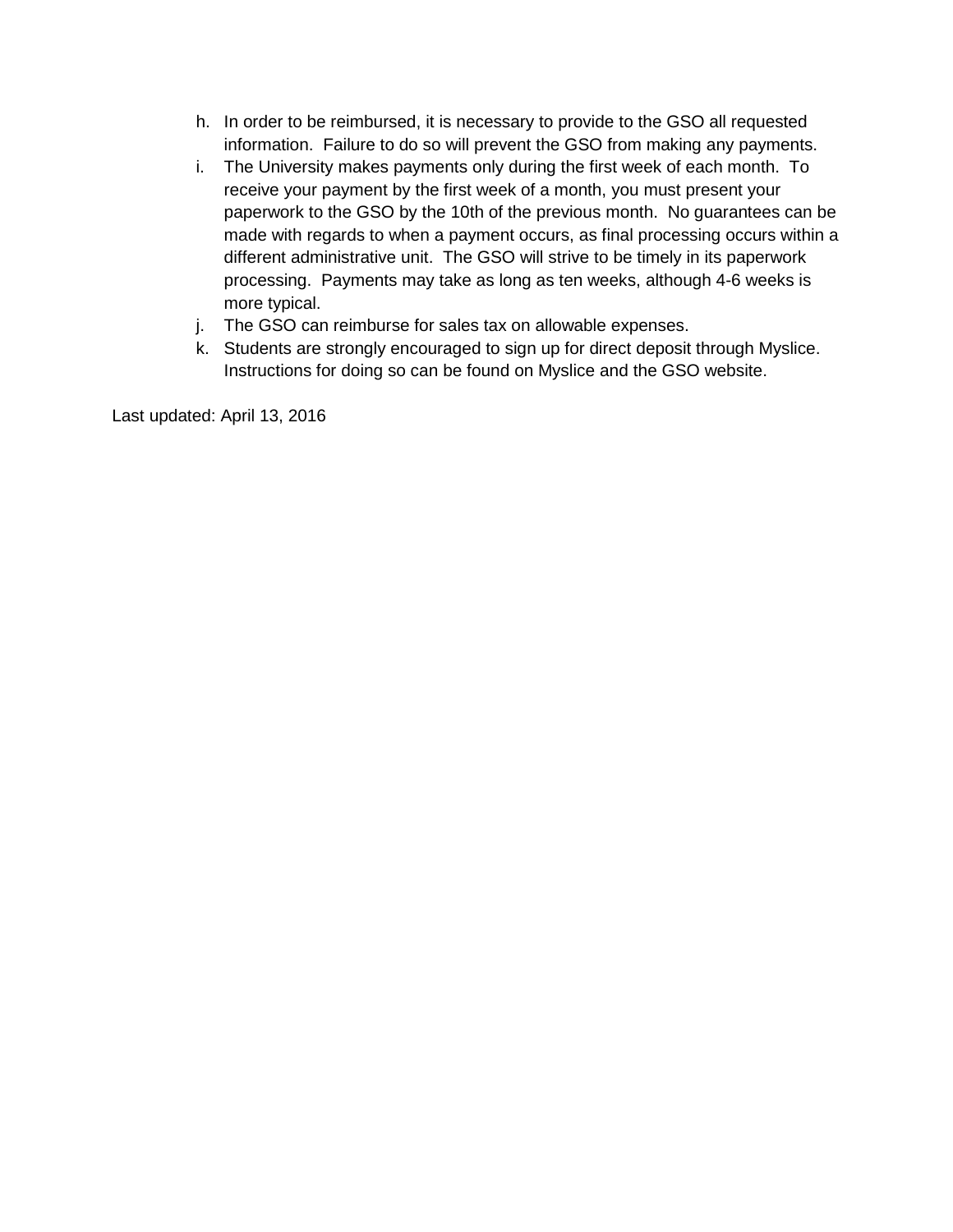h. In order to be reimbursed, it is necessary to provide to the GSO all requested information. Failure to do so will prevent the GSO from making any payments.
i. The University makes payments only during the first week of each month. To receive your payment by the first week of a month, you must present your paperwork to the GSO by the 10th of the previous month. No guarantees can be made with regards to when a payment occurs, as final processing occurs within a different administrative unit. The GSO will strive to be timely in its paperwork processing. Payments may take as long as ten weeks, although 4-6 weeks is more typical.
j. The GSO can reimburse for sales tax on allowable expenses.
k. Students are strongly encouraged to sign up for direct deposit through Myslice. Instructions for doing so can be found on Myslice and the GSO website.

Last updated: April 13, 2016